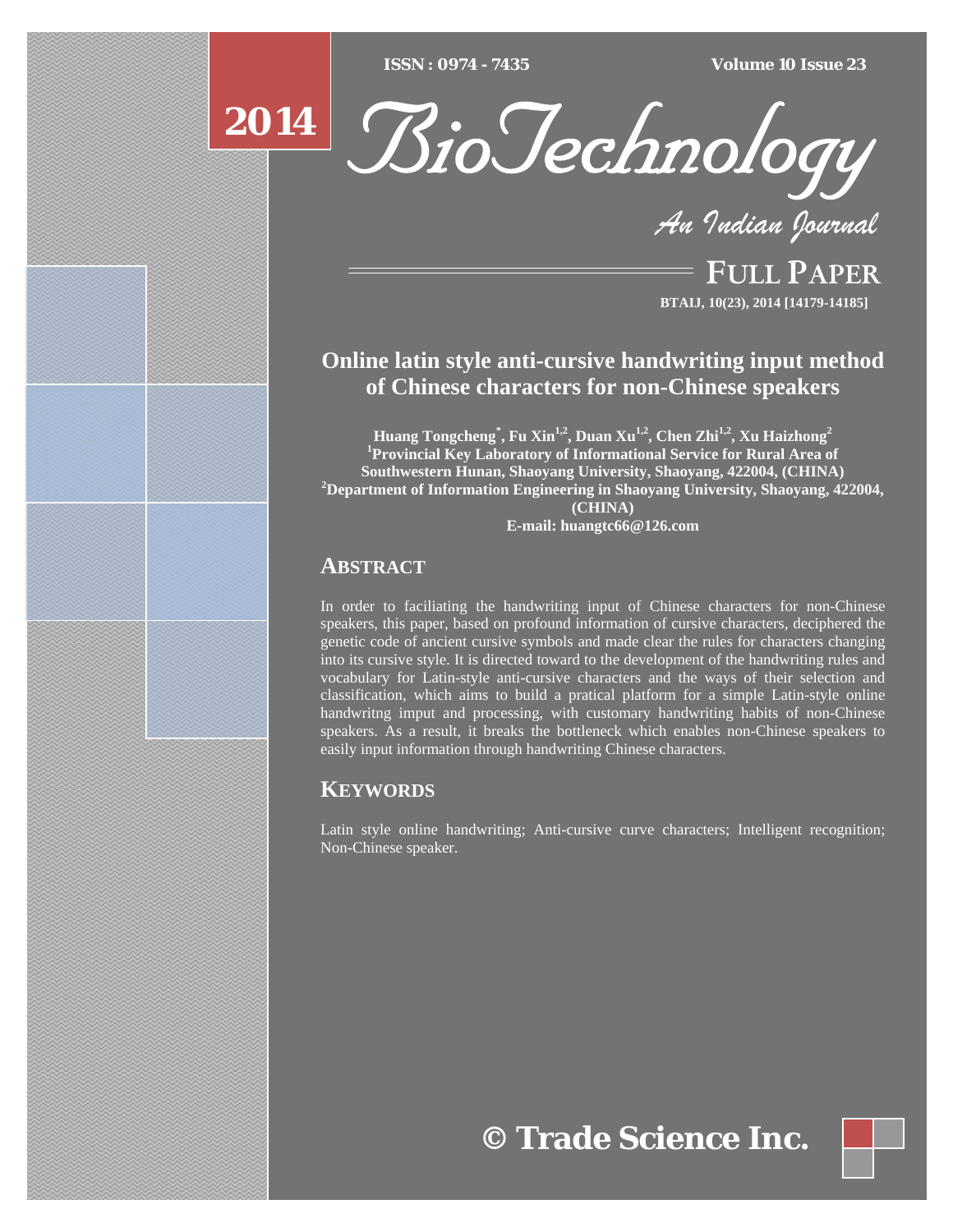# Online latin style anti-cursive handwriting input method of Chinese characters for non-Chinese speakers

**Huang Tongcheng***, **Fu Xin**[1,2], **Duan Xu**[1,2], **Chen Zhi**[1,2], **Xu Haizhong**[2]

[1]**Provincial Key Laboratory of Informational Service for Rural Area of Southwestern Hunan, Shaoyang University, Shaoyang, 422004, (CHINA)**

[2]**Department of Information Engineering in Shaoyang University, Shaoyang, 422004, (CHINA)**

**E-mail: huangtc66@126.com**

## ABSTRACT

In order to faciliating the handwriting input of Chinese characters for non-Chinese speakers, this paper, based on profound information of cursive characters, deciphered the genetic code of ancient cursive symbols and made clear the rules for characters changing into its cursive style. It is directed toward to the development of the handwriting rules and vocabulary for Latin-style anti-cursive characters and the ways of their selection and classification, which aims to build a pratical platform for a simple Latin-style online handwritng imput and processing, with customary handwriting habits of non-Chinese speakers. As a result, it breaks the bottleneck which enables non-Chinese speakers to easily input information through handwriting Chinese characters.

## KEYWORDS

Latin style online handwriting; Anti-cursive curve characters; Intelligent recognition; Non-Chinese speaker.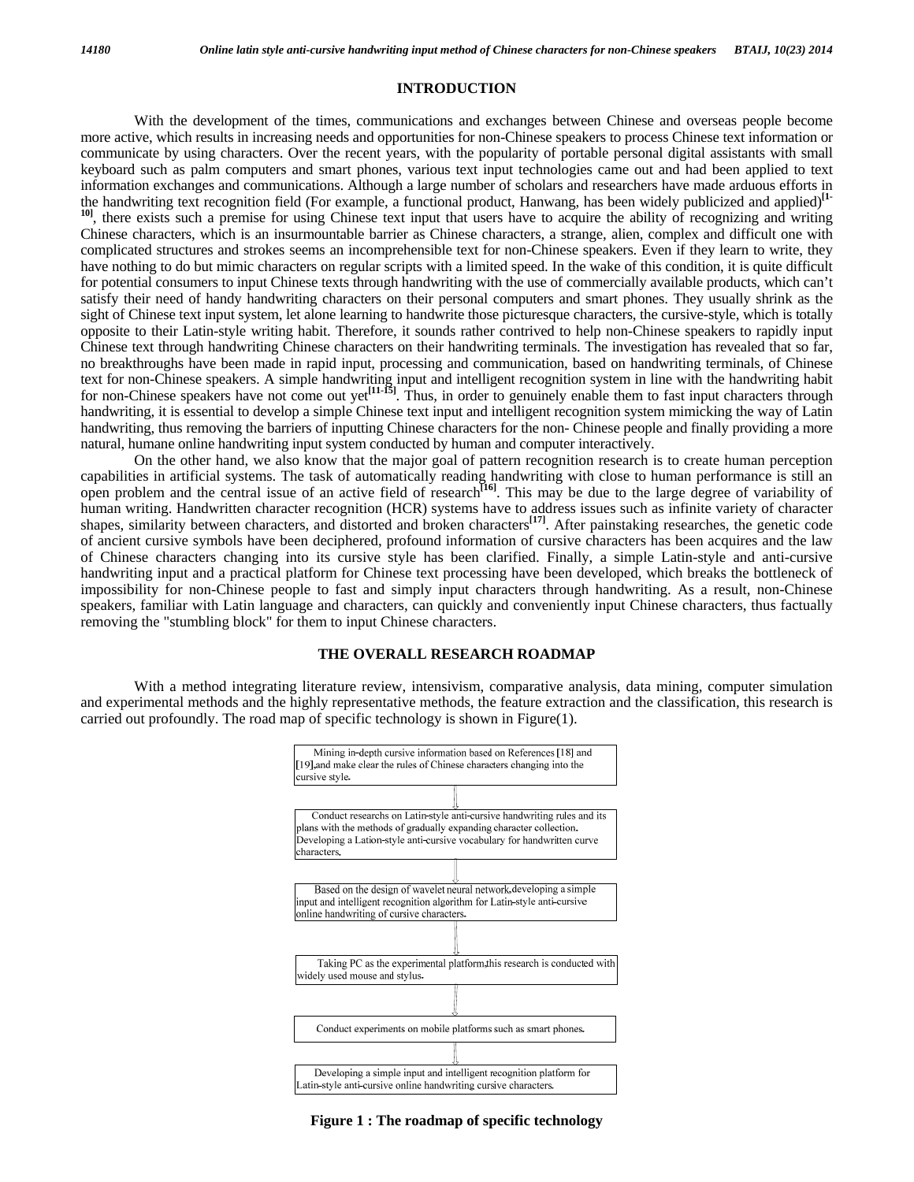## INTRODUCTION

With the development of the times, communications and exchanges between Chinese and overseas people become more active, which results in increasing needs and opportunities for non-Chinese speakers to process Chinese text information or communicate by using characters. Over the recent years, with the popularity of portable personal digital assistants with small keyboard such as palm computers and smart phones, various text input technologies came out and had been applied to text information exchanges and communications. Although a large number of scholars and researchers have made arduous efforts in the handwriting text recognition field (For example, a functional product, Hanwang, has been widely publicized and applied)[1-10], there exists such a premise for using Chinese text input that users have to acquire the ability of recognizing and writing Chinese characters, which is an insurmountable barrier as Chinese characters, a strange, alien, complex and difficult one with complicated structures and strokes seems an incomprehensible text for non-Chinese speakers. Even if they learn to write, they have nothing to do but mimic characters on regular scripts with a limited speed. In the wake of this condition, it is quite difficult for potential consumers to input Chinese texts through handwriting with the use of commercially available products, which can't satisfy their need of handy handwriting characters on their personal computers and smart phones. They usually shrink as the sight of Chinese text input system, let alone learning to handwrite those picturesque characters, the cursive-style, which is totally opposite to their Latin-style writing habit. Therefore, it sounds rather contrived to help non-Chinese speakers to rapidly input Chinese text through handwriting Chinese characters on their handwriting terminals. The investigation has revealed that so far, no breakthroughs have been made in rapid input, processing and communication, based on handwriting terminals, of Chinese text for non-Chinese speakers. A simple handwriting input and intelligent recognition system in line with the handwriting habit for non-Chinese speakers have not come out yet[11-15]. Thus, in order to genuinely enable them to fast input characters through handwriting, it is essential to develop a simple Chinese text input and intelligent recognition system mimicking the way of Latin handwriting, thus removing the barriers of inputting Chinese characters for the non- Chinese people and finally providing a more natural, humane online handwriting input system conducted by human and computer interactively.

On the other hand, we also know that the major goal of pattern recognition research is to create human perception capabilities in artificial systems. The task of automatically reading handwriting with close to human performance is still an open problem and the central issue of an active field of research[16]. This may be due to the large degree of variability of human writing. Handwritten character recognition (HCR) systems have to address issues such as infinite variety of character shapes, similarity between characters, and distorted and broken characters[17]. After painstaking researches, the genetic code of ancient cursive symbols have been deciphered, profound information of cursive characters has been acquires and the law of Chinese characters changing into its cursive style has been clarified. Finally, a simple Latin-style and anti-cursive handwriting input and a practical platform for Chinese text processing have been developed, which breaks the bottleneck of impossibility for non-Chinese people to fast and simply input characters through handwriting. As a result, non-Chinese speakers, familiar with Latin language and characters, can quickly and conveniently input Chinese characters, thus factually removing the "stumbling block" for them to input Chinese characters.

## THE OVERALL RESEARCH ROADMAP

With a method integrating literature review, intensivism, comparative analysis, data mining, computer simulation and experimental methods and the highly representative methods, the feature extraction and the classification, this research is carried out profoundly. The road map of specific technology is shown in Figure(1).

Mining in-depth cursive information based on References [18] and [19],and make clear the rules of Chinese characters changing into the cursive style.

Conduct researchs on Latin-style anti-cursive handwriting rules and its plans with the methods of gradually expanding character collection. Developing a Lation-style anti-cursive vocabulary for handwritten curve characters.

Based on the design of wavelet neural network,developing a simple input and intelligent recognition algorithm for Latin-style anti-cursive online handwriting of cursive characters.

Taking PC as the experimental platform,this research is conducted with widely used mouse and stylus.

Conduct experiments on mobile platforms such as smart phones.

Developing a simple input and intelligent recognition platform for Latin-style anti-cursive online handwriting cursive characters.

**Figure 1 : The roadmap of specific technology**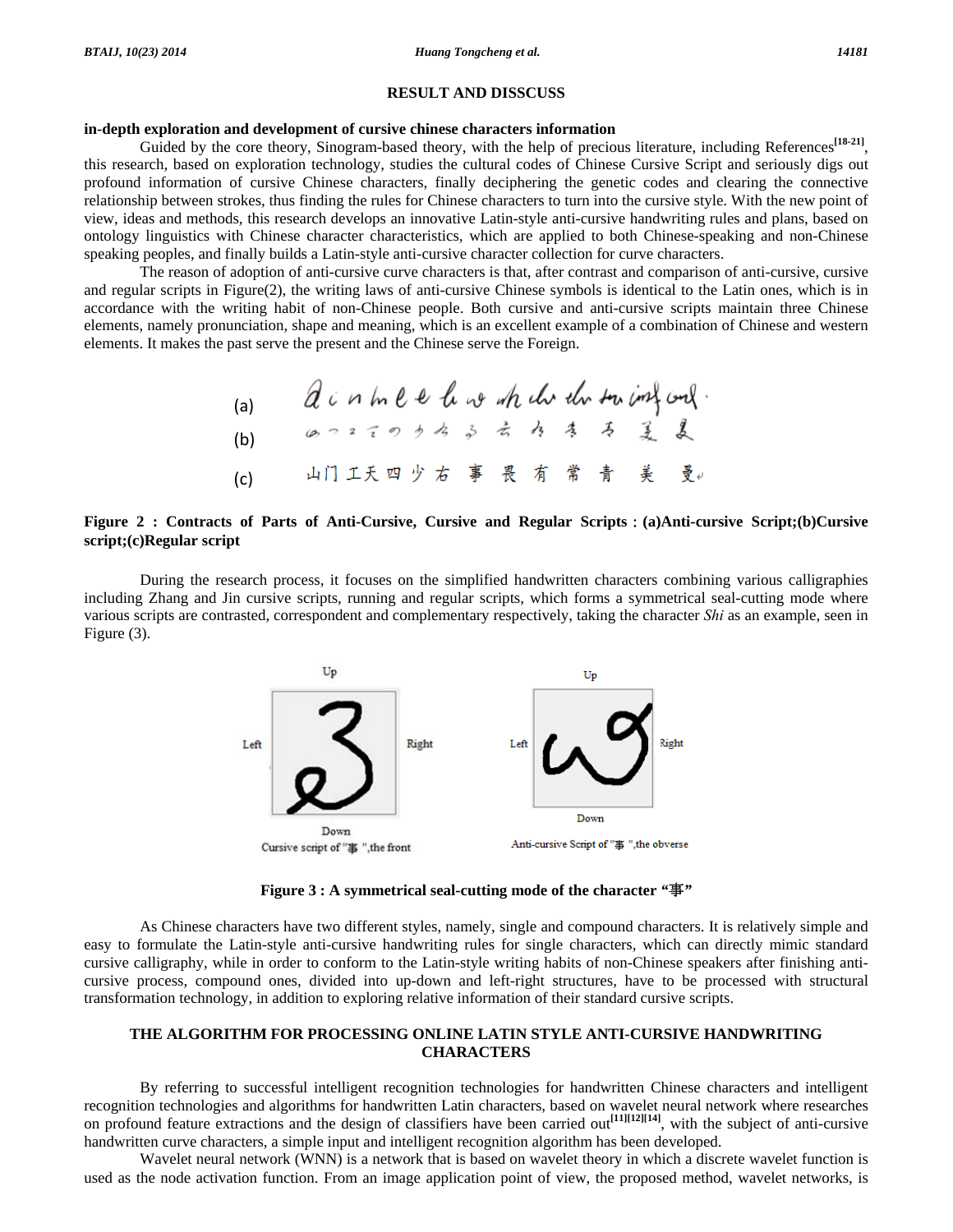## RESULT AND DISSCUSS

**in-depth exploration and development of cursive chinese characters information**

Guided by the core theory, Sinogram-based theory, with the help of precious literature, including References[18-21], this research, based on exploration technology, studies the cultural codes of Chinese Cursive Script and seriously digs out profound information of cursive Chinese characters, finally deciphering the genetic codes and clearing the connective relationship between strokes, thus finding the rules for Chinese characters to turn into the cursive style. With the new point of view, ideas and methods, this research develops an innovative Latin-style anti-cursive handwriting rules and plans, based on ontology linguistics with Chinese character characteristics, which are applied to both Chinese-speaking and non-Chinese speaking peoples, and finally builds a Latin-style anti-cursive character collection for curve characters.

The reason of adoption of anti-cursive curve characters is that, after contrast and comparison of anti-cursive, cursive and regular scripts in Figure(2), the writing laws of anti-cursive Chinese symbols is identical to the Latin ones, which is in accordance with the writing habit of non-Chinese people. Both cursive and anti-cursive scripts maintain three Chinese elements, namely pronunciation, shape and meaning, which is an excellent example of a combination of Chinese and western elements. It makes the past serve the present and the Chinese serve the Foreign.

(a)

(b)

(c) 山门工天四少右 事 畏 有 常 青 美 曼

**Figure 2 : Contracts of Parts of Anti-Cursive, Cursive and Regular Scripts : (a)Anti-cursive Script;(b)Cursive script;(c)Regular script**

During the research process, it focuses on the simplified handwritten characters combining various calligraphies including Zhang and Jin cursive scripts, running and regular scripts, which forms a symmetrical seal-cutting mode where various scripts are contrasted, correspondent and complementary respectively, taking the character *Shi* as an example, seen in Figure (3).

Up
Left
Right
Down
Cursive script of "事 ",the front

Up
Left
Right
Down
Anti-cursive Script of "事 ",the obverse

**Figure 3 : A symmetrical seal-cutting mode of the character "事"**

As Chinese characters have two different styles, namely, single and compound characters. It is relatively simple and easy to formulate the Latin-style anti-cursive handwriting rules for single characters, which can directly mimic standard cursive calligraphy, while in order to conform to the Latin-style writing habits of non-Chinese speakers after finishing anti-cursive process, compound ones, divided into up-down and left-right structures, have to be processed with structural transformation technology, in addition to exploring relative information of their standard cursive scripts.

## THE ALGORITHM FOR PROCESSING ONLINE LATIN STYLE ANTI-CURSIVE HANDWRITING CHARACTERS

By referring to successful intelligent recognition technologies for handwritten Chinese characters and intelligent recognition technologies and algorithms for handwritten Latin characters, based on wavelet neural network where researches on profound feature extractions and the design of classifiers have been carried out[11][12][14], with the subject of anti-cursive handwritten curve characters, a simple input and intelligent recognition algorithm has been developed.

Wavelet neural network (WNN) is a network that is based on wavelet theory in which a discrete wavelet function is used as the node activation function. From an image application point of view, the proposed method, wavelet networks, is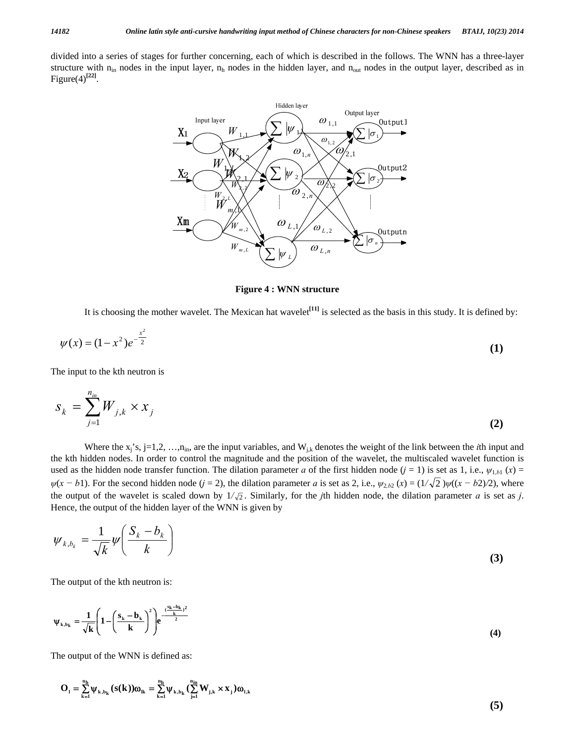divided into a series of stages for further concerning, each of which is described in the follows. The WNN has a three-layer structure with $n_{in}$ nodes in the input layer, $n_h$ nodes in the hidden layer, and $n_{out}$ nodes in the output layer, described as in Figure(4)[22].

Input layer
Hidden layer
Output layer
X1
X2
Xm
Output1
Output2
Outputn

**Figure 4 : WNN structure**

It is choosing the mother wavelet. The Mexican hat wavelet[11] is selected as the basis in this study. It is defined by:

$$\psi(x) = (1 - x^2)e^{-\frac{x^2}{2}} \tag{1}$$

The input to the kth neutron is

$$s_k = \sum_{j=1}^{n_{in}} W_{j,k} \times x_j \tag{2}$$

Where the $x_j$'s, j=1,2, …,$n_{in}$, are the input variables, and $W_{j,k}$ denotes the weight of the link between the *i*th input and the kth hidden nodes. In order to control the magnitude and the position of the wavelet, the multiscaled wavelet function is used as the hidden node transfer function. The dilation parameter *a* of the first hidden node ($j = 1$) is set as 1, i.e., $\psi_{1,b1}(x) = \psi(x - b1)$. For the second hidden node ($j = 2$), the dilation parameter *a* is set as 2, i.e., $\psi_{2,b2}(x) = (1/\sqrt{2})\psi((x - b2)/2)$, where the output of the wavelet is scaled down by $1/\sqrt{2}$. Similarly, for the *j*th hidden node, the dilation parameter *a* is set as *j*. Hence, the output of the hidden layer of the WNN is given by

$$\psi_{k,b_k} = \frac{1}{\sqrt{k}}\psi\left(\frac{S_k - b_k}{k}\right) \tag{3}$$

The output of the kth neutron is:

$$\psi_{k,b_k} = \frac{1}{\sqrt{k}}\left(1 - \left(\frac{s_k - b_k}{k}\right)^2\right)e^{-\frac{(\frac{s_k - b_k}{k})^2}{2}} \tag{4}$$

The output of the WNN is defined as:

$$O_l = \sum_{k=1}^{n_h} \psi_{k,b_k}(s(k))\omega_{lk} = \sum_{k=1}^{n_h} \psi_{k,b_k}\left(\sum_{j=1}^{n_{in}} W_{j,k} \times x_j\right)\omega_{l,k} \tag{5}$$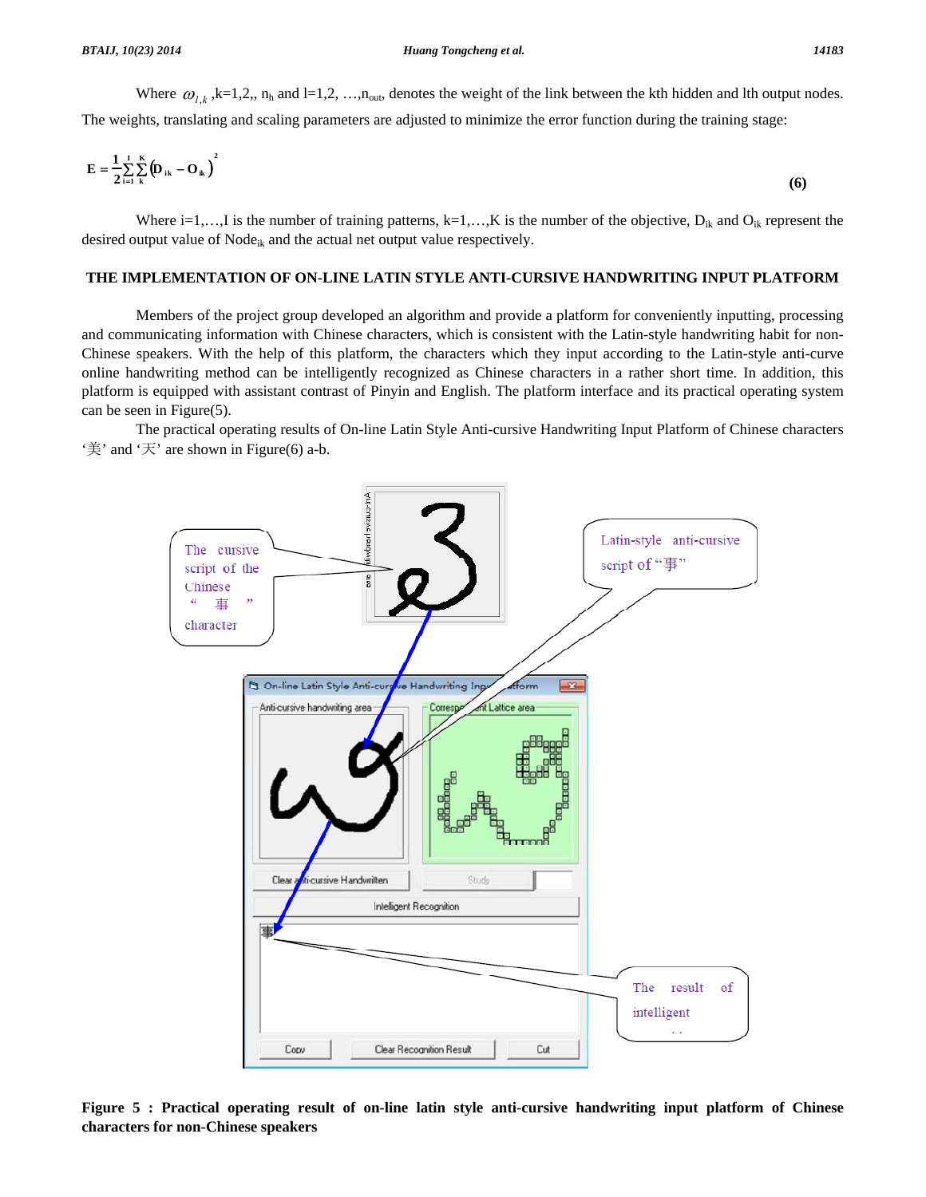Where $\omega_{l,k}$ ,k=1,2,, $n_h$ and l=1,2, …,$n_{out}$, denotes the weight of the link between the kth hidden and lth output nodes. The weights, translating and scaling parameters are adjusted to minimize the error function during the training stage:

$$\mathbf{E} = \frac{1}{2}\sum_{i=1}^{I}\sum_{k}^{K}(\mathbf{D}_{ik} - \mathbf{O}_{ik})^2 \tag{6}$$

Where i=1,…,I is the number of training patterns, k=1,…,K is the number of the objective, $D_{ik}$ and $O_{ik}$ represent the desired output value of $Node_{ik}$ and the actual net output value respectively.

## THE IMPLEMENTATION OF ON-LINE LATIN STYLE ANTI-CURSIVE HANDWRITING INPUT PLATFORM

Members of the project group developed an algorithm and provide a platform for conveniently inputting, processing and communicating information with Chinese characters, which is consistent with the Latin-style handwriting habit for non-Chinese speakers. With the help of this platform, the characters which they input according to the Latin-style anti-curve online handwriting method can be intelligently recognized as Chinese characters in a rather short time. In addition, this platform is equipped with assistant contrast of Pinyin and English. The platform interface and its practical operating system can be seen in Figure(5).

The practical operating results of On-line Latin Style Anti-cursive Handwriting Input Platform of Chinese characters '美' and '天' are shown in Figure(6) a-b.

The cursive script of the Chinese "事" character

Latin-style anti-cursive script of "事"

On-line Latin Style Anti-cursive Handwriting Input Platform

Anti-cursive handwriting area

Corresponding Lattice area

Clear anti-cursive Handwritten

Study

Intelligent Recognition

事

Copy

Clear Recognition Result

Cut

The result of intelligent ..

**Figure 5 : Practical operating result of on-line latin style anti-cursive handwriting input platform of Chinese characters for non-Chinese speakers**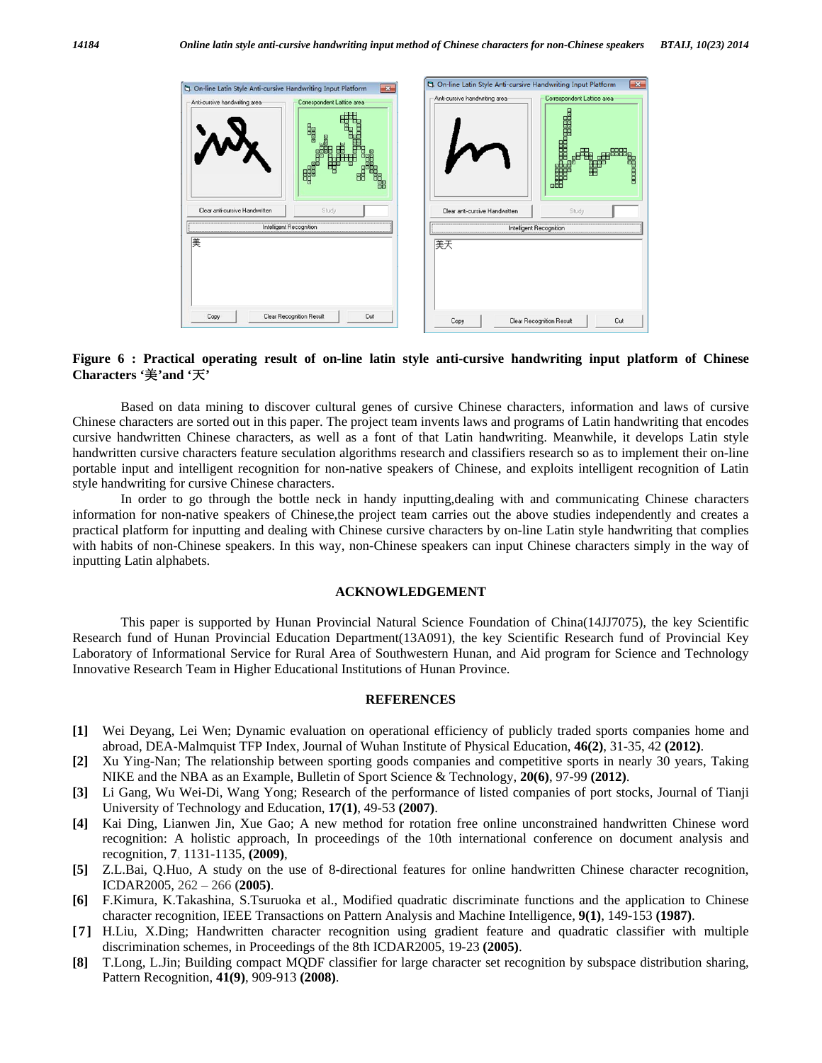Figure 6 : Practical operating result of on-line latin style anti-cursive handwriting input platform of Chinese Characters '美'and '天'

Based on data mining to discover cultural genes of cursive Chinese characters, information and laws of cursive Chinese characters are sorted out in this paper. The project team invents laws and programs of Latin handwriting that encodes cursive handwritten Chinese characters, as well as a font of that Latin handwriting. Meanwhile, it develops Latin style handwritten cursive characters feature seculation algorithms research and classifiers research so as to implement their on-line portable input and intelligent recognition for non-native speakers of Chinese, and exploits intelligent recognition of Latin style handwriting for cursive Chinese characters.

In order to go through the bottle neck in handy inputting,dealing with and communicating Chinese characters information for non-native speakers of Chinese,the project team carries out the above studies independently and creates a practical platform for inputting and dealing with Chinese cursive characters by on-line Latin style handwriting that complies with habits of non-Chinese speakers. In this way, non-Chinese speakers can input Chinese characters simply in the way of inputting Latin alphabets.

## ACKNOWLEDGEMENT

This paper is supported by Hunan Provincial Natural Science Foundation of China(14JJ7075), the key Scientific Research fund of Hunan Provincial Education Department(13A091), the key Scientific Research fund of Provincial Key Laboratory of Informational Service for Rural Area of Southwestern Hunan, and Aid program for Science and Technology Innovative Research Team in Higher Educational Institutions of Hunan Province.

## REFERENCES

**[1]** Wei Deyang, Lei Wen; Dynamic evaluation on operational efficiency of publicly traded sports companies home and abroad, DEA-Malmquist TFP Index, Journal of Wuhan Institute of Physical Education, **46(2)**, 31-35, 42 **(2012)**.

**[2]** Xu Ying-Nan; The relationship between sporting goods companies and competitive sports in nearly 30 years, Taking NIKE and the NBA as an Example, Bulletin of Sport Science & Technology, **20(6)**, 97-99 **(2012)**.

**[3]** Li Gang, Wu Wei-Di, Wang Yong; Research of the performance of listed companies of port stocks, Journal of Tianji University of Technology and Education, **17(1)**, 49-53 **(2007)**.

**[4]** Kai Ding, Lianwen Jin, Xue Gao; A new method for rotation free online unconstrained handwritten Chinese word recognition: A holistic approach, In proceedings of the 10th international conference on document analysis and recognition, **7**, 1131-1135, **(2009)**,

**[5]** Z.L.Bai, Q.Huo, A study on the use of 8-directional features for online handwritten Chinese character recognition, ICDAR2005, 262 – 266 **(2005)**.

**[6]** F.Kimura, K.Takashina, S.Tsuruoka et al., Modified quadratic discriminate functions and the application to Chinese character recognition, IEEE Transactions on Pattern Analysis and Machine Intelligence, **9(1)**, 149-153 **(1987)**.

**[7]** H.Liu, X.Ding; Handwritten character recognition using gradient feature and quadratic classifier with multiple discrimination schemes, in Proceedings of the 8th ICDAR2005, 19-23 **(2005)**.

**[8]** T.Long, L.Jin; Building compact MQDF classifier for large character set recognition by subspace distribution sharing, Pattern Recognition, **41(9)**, 909-913 **(2008)**.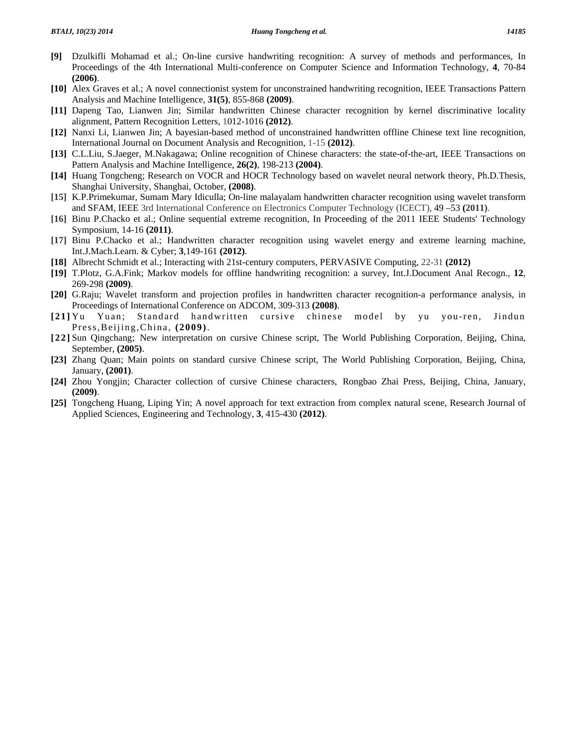**[9]** Dzulkifli Mohamad et al.; On-line cursive handwriting recognition: A survey of methods and performances, In Proceedings of the 4th International Multi-conference on Computer Science and Information Technology, **4**, 70-84 **(2006)**.

**[10]** Alex Graves et al.; A novel connectionist system for unconstrained handwriting recognition, IEEE Transactions Pattern Analysis and Machine Intelligence, **31(5)**, 855-868 **(2009)**.

**[11]** Dapeng Tao, Lianwen Jin; Similar handwritten Chinese character recognition by kernel discriminative locality alignment, Pattern Recognition Letters, 1012-1016 **(2012)**.

**[12]** Nanxi Li, Lianwen Jin; A bayesian-based method of unconstrained handwritten offline Chinese text line recognition, International Journal on Document Analysis and Recognition, 1-15 **(2012)**.

**[13]** C.L.Liu, S.Jaeger, M.Nakagawa; Online recognition of Chinese characters: the state-of-the-art, IEEE Transactions on Pattern Analysis and Machine Intelligence, **26(2)**, 198-213 **(2004)**.

**[14]** Huang Tongcheng; Research on VOCR and HOCR Technology based on wavelet neural network theory, Ph.D.Thesis, Shanghai University, Shanghai, October, **(2008)**.

**[15]** K.P.Primekumar, Sumam Mary Idiculla; On-line malayalam handwritten character recognition using wavelet transform and SFAM, IEEE 3rd International Conference on Electronics Computer Technology (ICECT), 49 –53 **(2011)**.

**[16]** Binu P.Chacko et al.; Online sequential extreme recognition, In Proceeding of the 2011 IEEE Students' Technology Symposium, 14-16 **(2011)**.

**[17]** Binu P.Chacko et al.; Handwritten character recognition using wavelet energy and extreme learning machine, Int.J.Mach.Learn. & Cyber; **3**,149-161 **(2012)**.

**[18]** Albrecht Schmidt et al.; Interacting with 21st-century computers, PERVASIVE Computing, 22-31 **(2012)**

**[19]** T.Plotz, G.A.Fink; Markov models for offline handwriting recognition: a survey, Int.J.Document Anal Recogn., **12**, 269-298 **(2009)**.

**[20]** G.Raju; Wavelet transform and projection profiles in handwritten character recognition-a performance analysis, in Proceedings of International Conference on ADCOM, 309-313 **(2008)**.

**[21]** Yu Yuan; Standard handwritten cursive chinese model by yu you-ren, Jindun Press,Beijing,China, **(2009)**.

**[22]** Sun Qingchang; New interpretation on cursive Chinese script, The World Publishing Corporation, Beijing, China, September, **(2005)**.

**[23]** Zhang Quan; Main points on standard cursive Chinese script, The World Publishing Corporation, Beijing, China, January, **(2001)**.

**[24]** Zhou Yongjin; Character collection of cursive Chinese characters, Rongbao Zhai Press, Beijing, China, January, **(2009)**.

**[25]** Tongcheng Huang, Liping Yin; A novel approach for text extraction from complex natural scene, Research Journal of Applied Sciences, Engineering and Technology, **3**, 415-430 **(2012)**.